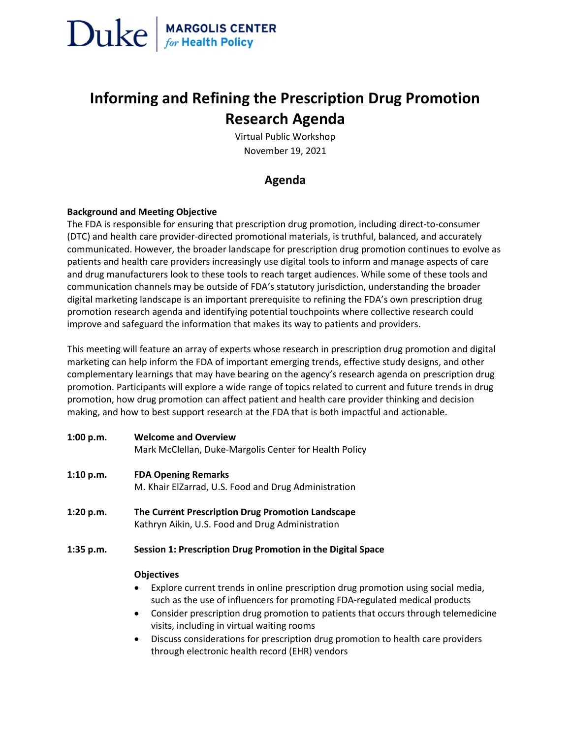Duke | MARGOLIS CENTER *for* Health Policy

# Informing and Refining the Prescription Drug Promotion Research Agenda

Virtual Public Workshop
November 19, 2021

## Agenda

**Background and Meeting Objective**

The FDA is responsible for ensuring that prescription drug promotion, including direct-to-consumer (DTC) and health care provider-directed promotional materials, is truthful, balanced, and accurately communicated. However, the broader landscape for prescription drug promotion continues to evolve as patients and health care providers increasingly use digital tools to inform and manage aspects of care and drug manufacturers look to these tools to reach target audiences. While some of these tools and communication channels may be outside of FDA's statutory jurisdiction, understanding the broader digital marketing landscape is an important prerequisite to refining the FDA's own prescription drug promotion research agenda and identifying potential touchpoints where collective research could improve and safeguard the information that makes its way to patients and providers.

This meeting will feature an array of experts whose research in prescription drug promotion and digital marketing can help inform the FDA of important emerging trends, effective study designs, and other complementary learnings that may have bearing on the agency's research agenda on prescription drug promotion. Participants will explore a wide range of topics related to current and future trends in drug promotion, how drug promotion can affect patient and health care provider thinking and decision making, and how to best support research at the FDA that is both impactful and actionable.

**1:00 p.m.** **Welcome and Overview**
Mark McClellan, Duke-Margolis Center for Health Policy

**1:10 p.m.** **FDA Opening Remarks**
M. Khair ElZarrad, U.S. Food and Drug Administration

**1:20 p.m.** **The Current Prescription Drug Promotion Landscape**
Kathryn Aikin, U.S. Food and Drug Administration

**1:35 p.m.** **Session 1: Prescription Drug Promotion in the Digital Space**

**Objectives**

- Explore current trends in online prescription drug promotion using social media, such as the use of influencers for promoting FDA-regulated medical products
- Consider prescription drug promotion to patients that occurs through telemedicine visits, including in virtual waiting rooms
- Discuss considerations for prescription drug promotion to health care providers through electronic health record (EHR) vendors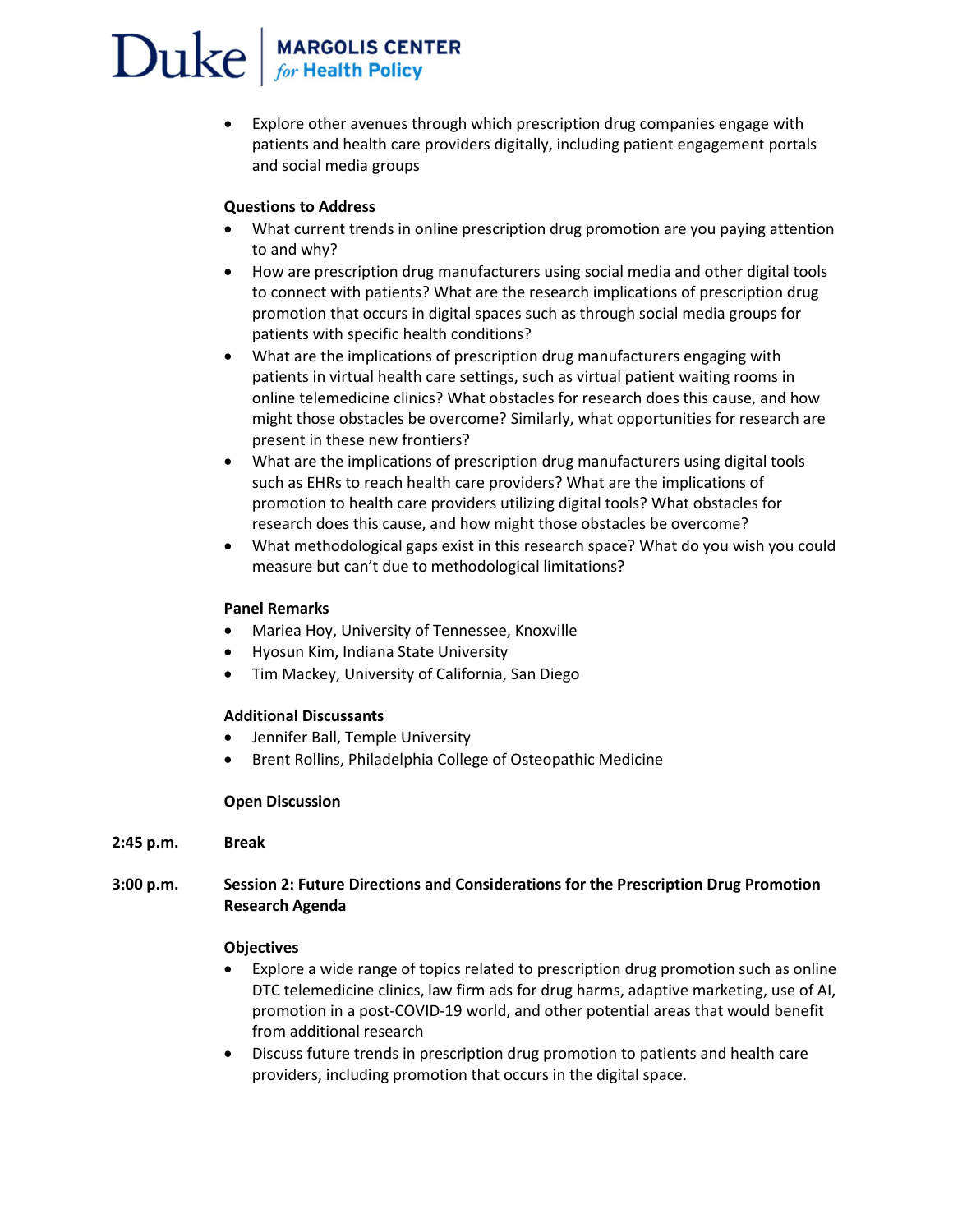- Explore other avenues through which prescription drug companies engage with patients and health care providers digitally, including patient engagement portals and social media groups

**Questions to Address**

- What current trends in online prescription drug promotion are you paying attention to and why?
- How are prescription drug manufacturers using social media and other digital tools to connect with patients? What are the research implications of prescription drug promotion that occurs in digital spaces such as through social media groups for patients with specific health conditions?
- What are the implications of prescription drug manufacturers engaging with patients in virtual health care settings, such as virtual patient waiting rooms in online telemedicine clinics? What obstacles for research does this cause, and how might those obstacles be overcome? Similarly, what opportunities for research are present in these new frontiers?
- What are the implications of prescription drug manufacturers using digital tools such as EHRs to reach health care providers? What are the implications of promotion to health care providers utilizing digital tools? What obstacles for research does this cause, and how might those obstacles be overcome?
- What methodological gaps exist in this research space? What do you wish you could measure but can't due to methodological limitations?

**Panel Remarks**

- Mariea Hoy, University of Tennessee, Knoxville
- Hyosun Kim, Indiana State University
- Tim Mackey, University of California, San Diego

**Additional Discussants**

- Jennifer Ball, Temple University
- Brent Rollins, Philadelphia College of Osteopathic Medicine

**Open Discussion**

**2:45 p.m.** **Break**

**3:00 p.m.** **Session 2: Future Directions and Considerations for the Prescription Drug Promotion Research Agenda**

**Objectives**

- Explore a wide range of topics related to prescription drug promotion such as online DTC telemedicine clinics, law firm ads for drug harms, adaptive marketing, use of AI, promotion in a post-COVID-19 world, and other potential areas that would benefit from additional research
- Discuss future trends in prescription drug promotion to patients and health care providers, including promotion that occurs in the digital space.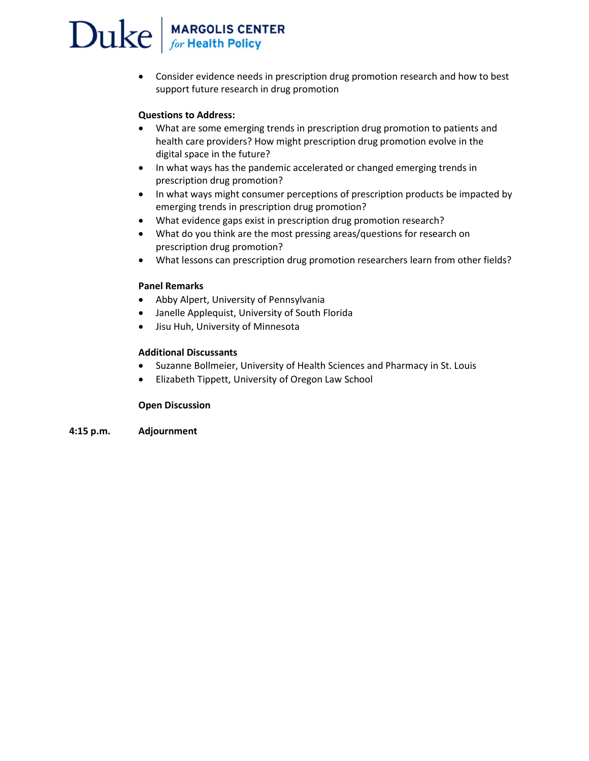- Consider evidence needs in prescription drug promotion research and how to best support future research in drug promotion

**Questions to Address:**

- What are some emerging trends in prescription drug promotion to patients and health care providers? How might prescription drug promotion evolve in the digital space in the future?
- In what ways has the pandemic accelerated or changed emerging trends in prescription drug promotion?
- In what ways might consumer perceptions of prescription products be impacted by emerging trends in prescription drug promotion?
- What evidence gaps exist in prescription drug promotion research?
- What do you think are the most pressing areas/questions for research on prescription drug promotion?
- What lessons can prescription drug promotion researchers learn from other fields?

**Panel Remarks**

- Abby Alpert, University of Pennsylvania
- Janelle Applequist, University of South Florida
- Jisu Huh, University of Minnesota

**Additional Discussants**

- Suzanne Bollmeier, University of Health Sciences and Pharmacy in St. Louis
- Elizabeth Tippett, University of Oregon Law School

**Open Discussion**

**4:15 p.m.** **Adjournment**